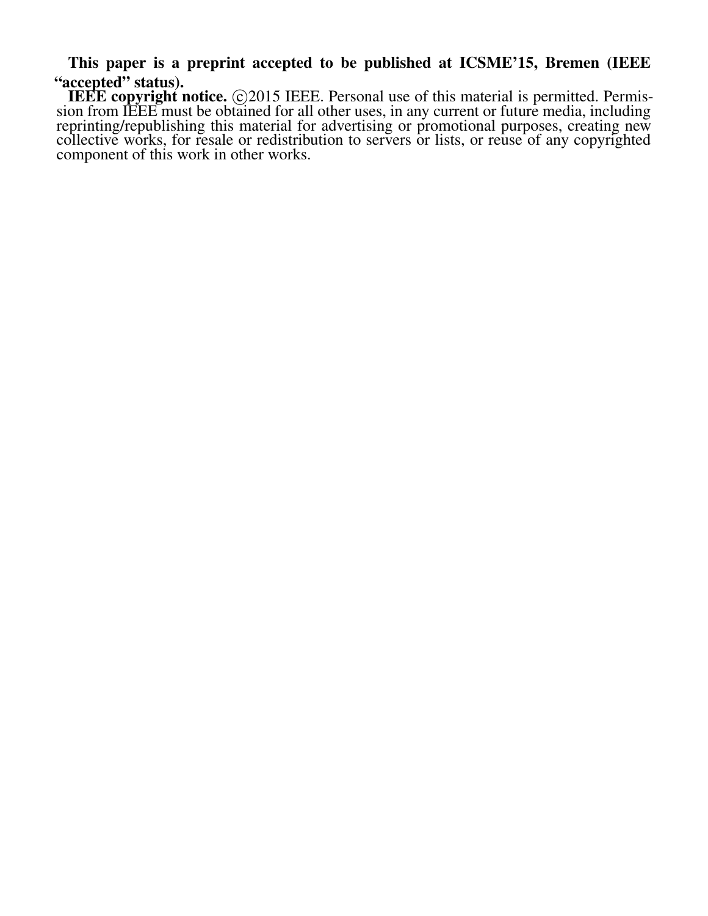**This paper is a preprint accepted to be published at ICSME'15, Bremen (IEEE "accepted" status).**

**IEEE copyright notice.** ©2015 IEEE. Personal use of this material is permitted. Permission from IEEE must be obtained for all other uses, in any current or future media, including reprinting/republishing this material for advertising or promotional purposes, creating new collective works, for resale or redistribution to servers or lists, or reuse of any copyrighted component of this work in other works.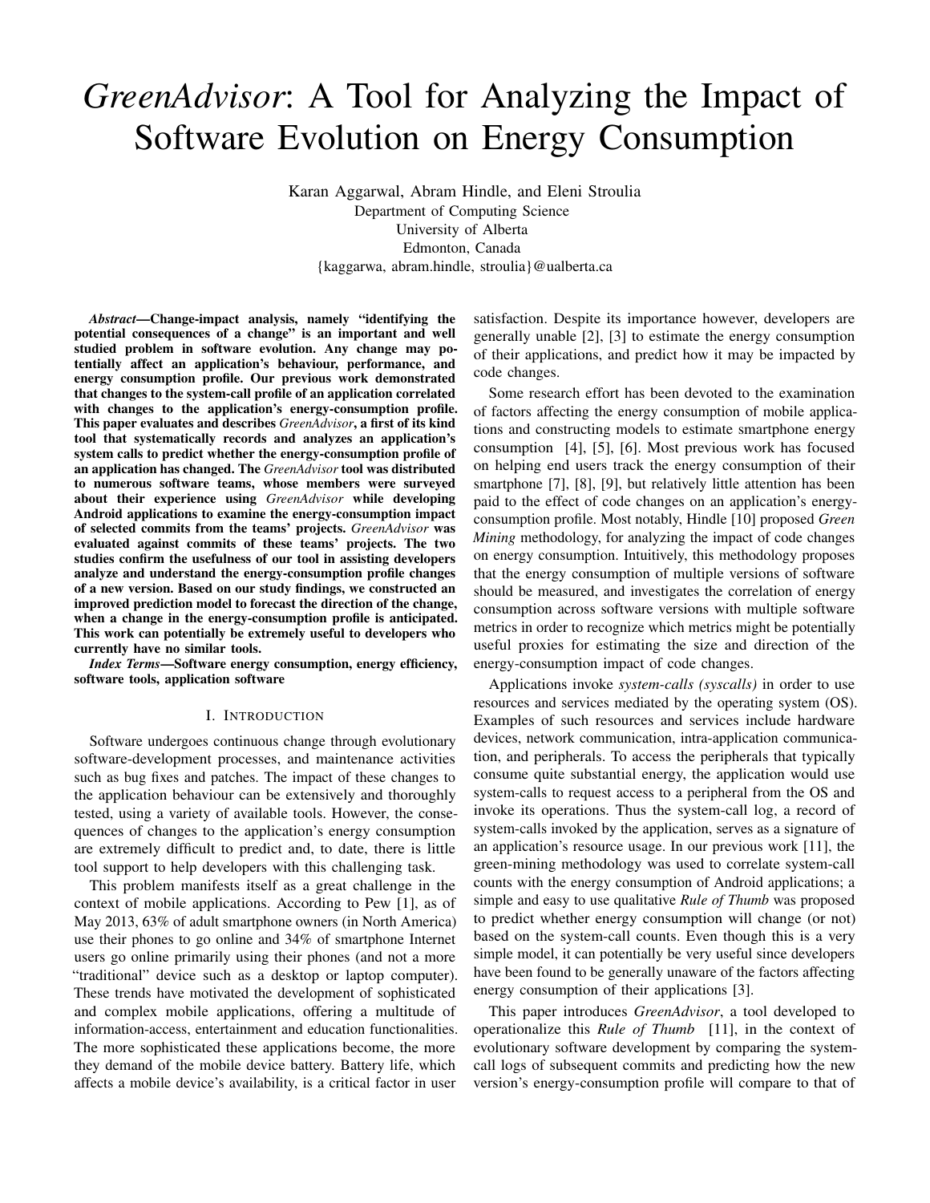# *GreenAdvisor*: A Tool for Analyzing the Impact of Software Evolution on Energy Consumption

Karan Aggarwal, Abram Hindle, and Eleni Stroulia
Department of Computing Science
University of Alberta
Edmonton, Canada
{kaggarwa, abram.hindle, stroulia}@ualberta.ca

***Abstract*—Change-impact analysis, namely "identifying the potential consequences of a change" is an important and well studied problem in software evolution. Any change may potentially affect an application's behaviour, performance, and energy consumption profile. Our previous work demonstrated that changes to the system-call profile of an application correlated with changes to the application's energy-consumption profile. This paper evaluates and describes *GreenAdvisor*, a first of its kind tool that systematically records and analyzes an application's system calls to predict whether the energy-consumption profile of an application has changed. The *GreenAdvisor* tool was distributed to numerous software teams, whose members were surveyed about their experience using *GreenAdvisor* while developing Android applications to examine the energy-consumption impact of selected commits from the teams' projects. *GreenAdvisor* was evaluated against commits of these teams' projects. The two studies confirm the usefulness of our tool in assisting developers analyze and understand the energy-consumption profile changes of a new version. Based on our study findings, we constructed an improved prediction model to forecast the direction of the change, when a change in the energy-consumption profile is anticipated. This work can potentially be extremely useful to developers who currently have no similar tools.**

***Index Terms*—Software energy consumption, energy efficiency, software tools, application software**

## I. Introduction

Software undergoes continuous change through evolutionary software-development processes, and maintenance activities such as bug fixes and patches. The impact of these changes to the application behaviour can be extensively and thoroughly tested, using a variety of available tools. However, the consequences of changes to the application's energy consumption are extremely difficult to predict and, to date, there is little tool support to help developers with this challenging task.

This problem manifests itself as a great challenge in the context of mobile applications. According to Pew [1], as of May 2013, 63% of adult smartphone owners (in North America) use their phones to go online and 34% of smartphone Internet users go online primarily using their phones (and not a more "traditional" device such as a desktop or laptop computer). These trends have motivated the development of sophisticated and complex mobile applications, offering a multitude of information-access, entertainment and education functionalities. The more sophisticated these applications become, the more they demand of the mobile device battery. Battery life, which affects a mobile device's availability, is a critical factor in user satisfaction. Despite its importance however, developers are generally unable [2], [3] to estimate the energy consumption of their applications, and predict how it may be impacted by code changes.

Some research effort has been devoted to the examination of factors affecting the energy consumption of mobile applications and constructing models to estimate smartphone energy consumption [4], [5], [6]. Most previous work has focused on helping end users track the energy consumption of their smartphone [7], [8], [9], but relatively little attention has been paid to the effect of code changes on an application's energy-consumption profile. Most notably, Hindle [10] proposed *Green Mining* methodology, for analyzing the impact of code changes on energy consumption. Intuitively, this methodology proposes that the energy consumption of multiple versions of software should be measured, and investigates the correlation of energy consumption across software versions with multiple software metrics in order to recognize which metrics might be potentially useful proxies for estimating the size and direction of the energy-consumption impact of code changes.

Applications invoke *system-calls (syscalls)* in order to use resources and services mediated by the operating system (OS). Examples of such resources and services include hardware devices, network communication, intra-application communication, and peripherals. To access the peripherals that typically consume quite substantial energy, the application would use system-calls to request access to a peripheral from the OS and invoke its operations. Thus the system-call log, a record of system-calls invoked by the application, serves as a signature of an application's resource usage. In our previous work [11], the green-mining methodology was used to correlate system-call counts with the energy consumption of Android applications; a simple and easy to use qualitative *Rule of Thumb* was proposed to predict whether energy consumption will change (or not) based on the system-call counts. Even though this is a very simple model, it can potentially be very useful since developers have been found to be generally unaware of the factors affecting energy consumption of their applications [3].

This paper introduces *GreenAdvisor*, a tool developed to operationalize this *Rule of Thumb* [11], in the context of evolutionary software development by comparing the system-call logs of subsequent commits and predicting how the new version's energy-consumption profile will compare to that of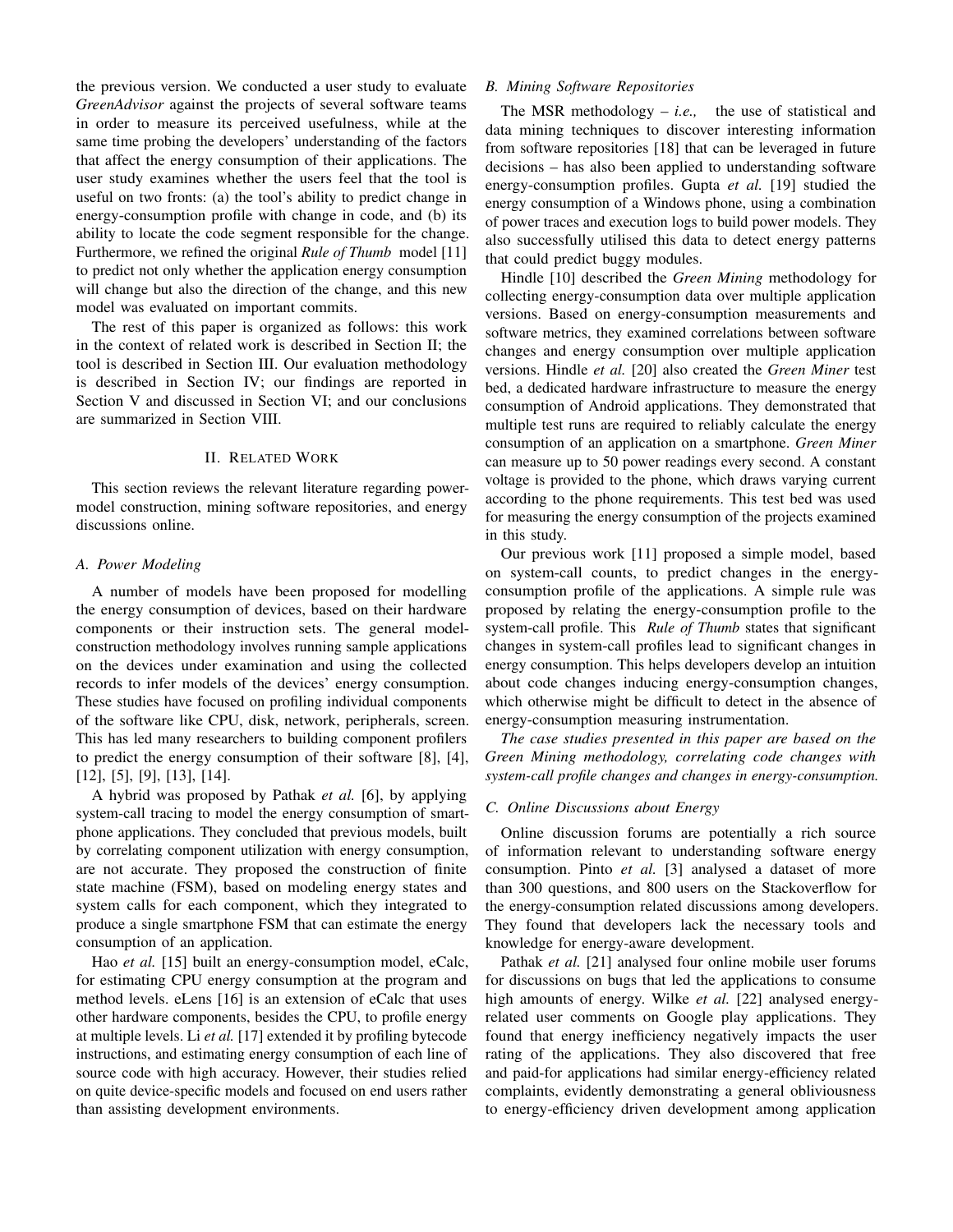the previous version. We conducted a user study to evaluate *GreenAdvisor* against the projects of several software teams in order to measure its perceived usefulness, while at the same time probing the developers' understanding of the factors that affect the energy consumption of their applications. The user study examines whether the users feel that the tool is useful on two fronts: (a) the tool's ability to predict change in energy-consumption profile with change in code, and (b) its ability to locate the code segment responsible for the change. Furthermore, we refined the original *Rule of Thumb* model [11] to predict not only whether the application energy consumption will change but also the direction of the change, and this new model was evaluated on important commits.

The rest of this paper is organized as follows: this work in the context of related work is described in Section II; the tool is described in Section III. Our evaluation methodology is described in Section IV; our findings are reported in Section V and discussed in Section VI; and our conclusions are summarized in Section VIII.

## II. Related Work

This section reviews the relevant literature regarding power-model construction, mining software repositories, and energy discussions online.

### A. Power Modeling

A number of models have been proposed for modelling the energy consumption of devices, based on their hardware components or their instruction sets. The general model-construction methodology involves running sample applications on the devices under examination and using the collected records to infer models of the devices' energy consumption. These studies have focused on profiling individual components of the software like CPU, disk, network, peripherals, screen. This has led many researchers to building component profilers to predict the energy consumption of their software [8], [4], [12], [5], [9], [13], [14].

A hybrid was proposed by Pathak *et al.* [6], by applying system-call tracing to model the energy consumption of smartphone applications. They concluded that previous models, built by correlating component utilization with energy consumption, are not accurate. They proposed the construction of finite state machine (FSM), based on modeling energy states and system calls for each component, which they integrated to produce a single smartphone FSM that can estimate the energy consumption of an application.

Hao *et al.* [15] built an energy-consumption model, eCalc, for estimating CPU energy consumption at the program and method levels. eLens [16] is an extension of eCalc that uses other hardware components, besides the CPU, to profile energy at multiple levels. Li *et al.* [17] extended it by profiling bytecode instructions, and estimating energy consumption of each line of source code with high accuracy. However, their studies relied on quite device-specific models and focused on end users rather than assisting development environments.

### B. Mining Software Repositories

The MSR methodology – *i.e.,* the use of statistical and data mining techniques to discover interesting information from software repositories [18] that can be leveraged in future decisions – has also been applied to understanding software energy-consumption profiles. Gupta *et al.* [19] studied the energy consumption of a Windows phone, using a combination of power traces and execution logs to build power models. They also successfully utilised this data to detect energy patterns that could predict buggy modules.

Hindle [10] described the *Green Mining* methodology for collecting energy-consumption data over multiple application versions. Based on energy-consumption measurements and software metrics, they examined correlations between software changes and energy consumption over multiple application versions. Hindle *et al.* [20] also created the *Green Miner* test bed, a dedicated hardware infrastructure to measure the energy consumption of Android applications. They demonstrated that multiple test runs are required to reliably calculate the energy consumption of an application on a smartphone. *Green Miner* can measure up to 50 power readings every second. A constant voltage is provided to the phone, which draws varying current according to the phone requirements. This test bed was used for measuring the energy consumption of the projects examined in this study.

Our previous work [11] proposed a simple model, based on system-call counts, to predict changes in the energy-consumption profile of the applications. A simple rule was proposed by relating the energy-consumption profile to the system-call profile. This *Rule of Thumb* states that significant changes in system-call profiles lead to significant changes in energy consumption. This helps developers develop an intuition about code changes inducing energy-consumption changes, which otherwise might be difficult to detect in the absence of energy-consumption measuring instrumentation.

*The case studies presented in this paper are based on the Green Mining methodology, correlating code changes with system-call profile changes and changes in energy-consumption.*

### C. Online Discussions about Energy

Online discussion forums are potentially a rich source of information relevant to understanding software energy consumption. Pinto *et al.* [3] analysed a dataset of more than 300 questions, and 800 users on the Stackoverflow for the energy-consumption related discussions among developers. They found that developers lack the necessary tools and knowledge for energy-aware development.

Pathak *et al.* [21] analysed four online mobile user forums for discussions on bugs that led the applications to consume high amounts of energy. Wilke *et al.* [22] analysed energy-related user comments on Google play applications. They found that energy inefficiency negatively impacts the user rating of the applications. They also discovered that free and paid-for applications had similar energy-efficiency related complaints, evidently demonstrating a general obliviousness to energy-efficiency driven development among application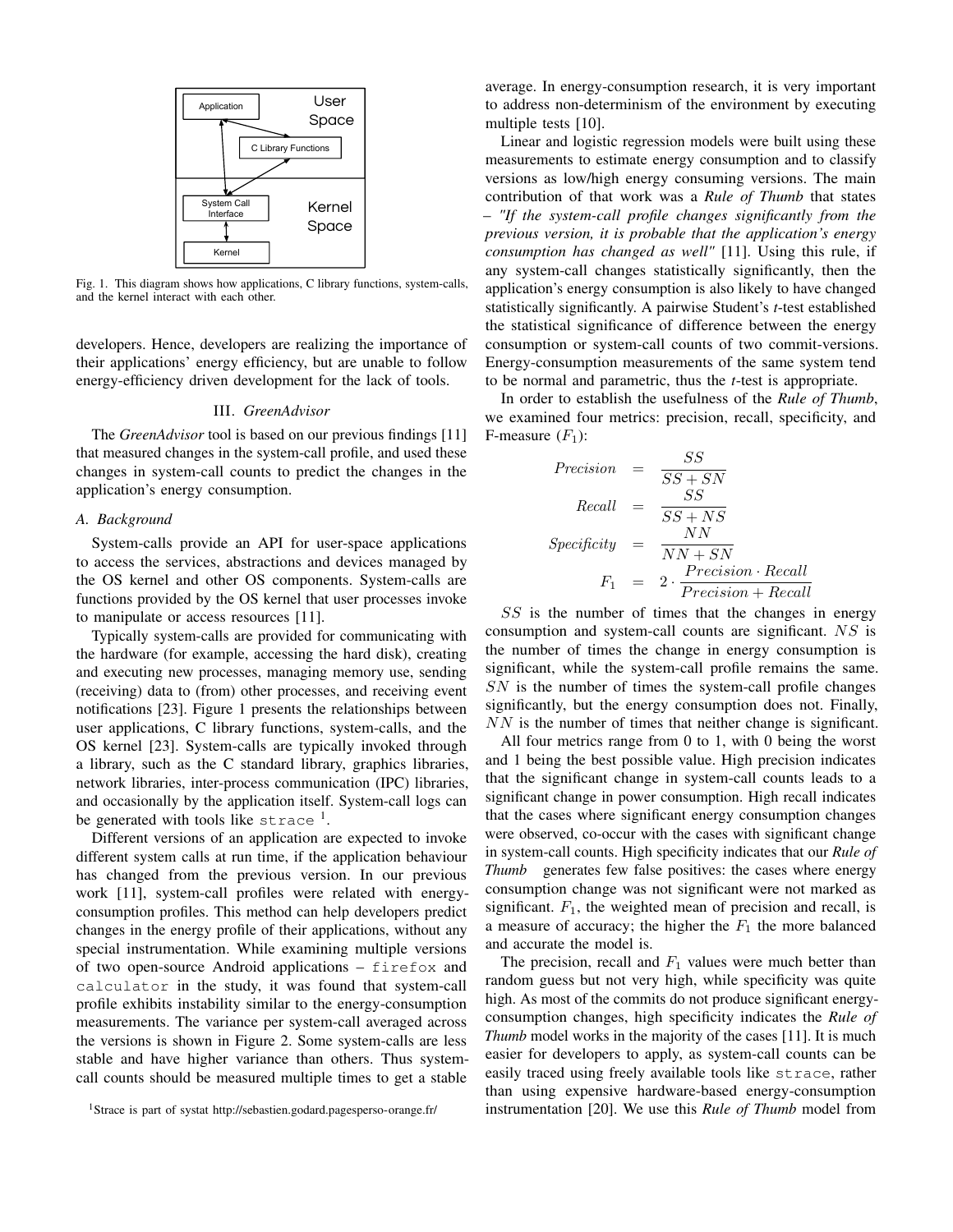Fig. 1. This diagram shows how applications, C library functions, system-calls, and the kernel interact with each other.

developers. Hence, developers are realizing the importance of their applications' energy efficiency, but are unable to follow energy-efficiency driven development for the lack of tools.

## III. *GreenAdvisor*

The *GreenAdvisor* tool is based on our previous findings [11] that measured changes in the system-call profile, and used these changes in system-call counts to predict the changes in the application's energy consumption.

### A. Background

System-calls provide an API for user-space applications to access the services, abstractions and devices managed by the OS kernel and other OS components. System-calls are functions provided by the OS kernel that user processes invoke to manipulate or access resources [11].

Typically system-calls are provided for communicating with the hardware (for example, accessing the hard disk), creating and executing new processes, managing memory use, sending (receiving) data to (from) other processes, and receiving event notifications [23]. Figure 1 presents the relationships between user applications, C library functions, system-calls, and the OS kernel [23]. System-calls are typically invoked through a library, such as the C standard library, graphics libraries, network libraries, inter-process communication (IPC) libraries, and occasionally by the application itself. System-call logs can be generated with tools like `strace` [1].

Different versions of an application are expected to invoke different system calls at run time, if the application behaviour has changed from the previous version. In our previous work [11], system-call profiles were related with energy-consumption profiles. This method can help developers predict changes in the energy profile of their applications, without any special instrumentation. While examining multiple versions of two open-source Android applications – `firefox` and `calculator` in the study, it was found that system-call profile exhibits instability similar to the energy-consumption measurements. The variance per system-call averaged across the versions is shown in Figure 2. Some system-calls are less stable and have higher variance than others. Thus system-call counts should be measured multiple times to get a stable average. In energy-consumption research, it is very important to address non-determinism of the environment by executing multiple tests [10].

Linear and logistic regression models were built using these measurements to estimate energy consumption and to classify versions as low/high energy consuming versions. The main contribution of that work was a ***Rule of Thumb*** that states – *"If the system-call profile changes significantly from the previous version, it is probable that the application's energy consumption has changed as well"* [11]. Using this rule, if any system-call changes statistically significantly, then the application's energy consumption is also likely to have changed statistically significantly. A pairwise Student's *t*-test established the statistical significance of difference between the energy consumption or system-call counts of two commit-versions. Energy-consumption measurements of the same system tend to be normal and parametric, thus the *t*-test is appropriate.

In order to establish the usefulness of the ***Rule of Thumb***, we examined four metrics: precision, recall, specificity, and F-measure ($F_1$):

$$
\begin{aligned}
Precision &= \frac{SS}{SS + SN} \\
Recall &= \frac{SS}{SS + NS} \\
Specificity &= \frac{NN}{NN + SN} \\
F_1 &= 2 \cdot \frac{Precision \cdot Recall}{Precision + Recall}
\end{aligned}
$$

$SS$ is the number of times that the changes in energy consumption and system-call counts are significant. $NS$ is the number of times the change in energy consumption is significant, while the system-call profile remains the same. $SN$ is the number of times the system-call profile changes significantly, but the energy consumption does not. Finally, $NN$ is the number of times that neither change is significant.

All four metrics range from 0 to 1, with 0 being the worst and 1 being the best possible value. High precision indicates that the significant change in system-call counts leads to a significant change in power consumption. High recall indicates that the cases where significant energy consumption changes were observed, co-occur with the cases with significant change in system-call counts. High specificity indicates that our ***Rule of Thumb*** generates few false positives: the cases where energy consumption change was not significant were not marked as significant. $F_1$, the weighted mean of precision and recall, is a measure of accuracy; the higher the $F_1$ the more balanced and accurate the model is.

The precision, recall and $F_1$ values were much better than random guess but not very high, while specificity was quite high. As most of the commits do not produce significant energy-consumption changes, high specificity indicates the *Rule of Thumb* model works in the majority of the cases [11]. It is much easier for developers to apply, as system-call counts can be easily traced using freely available tools like `strace`, rather than using expensive hardware-based energy-consumption instrumentation [20]. We use this ***Rule of Thumb*** model from

[1] Strace is part of systat http://sebastien.godard.pagesperso-orange.fr/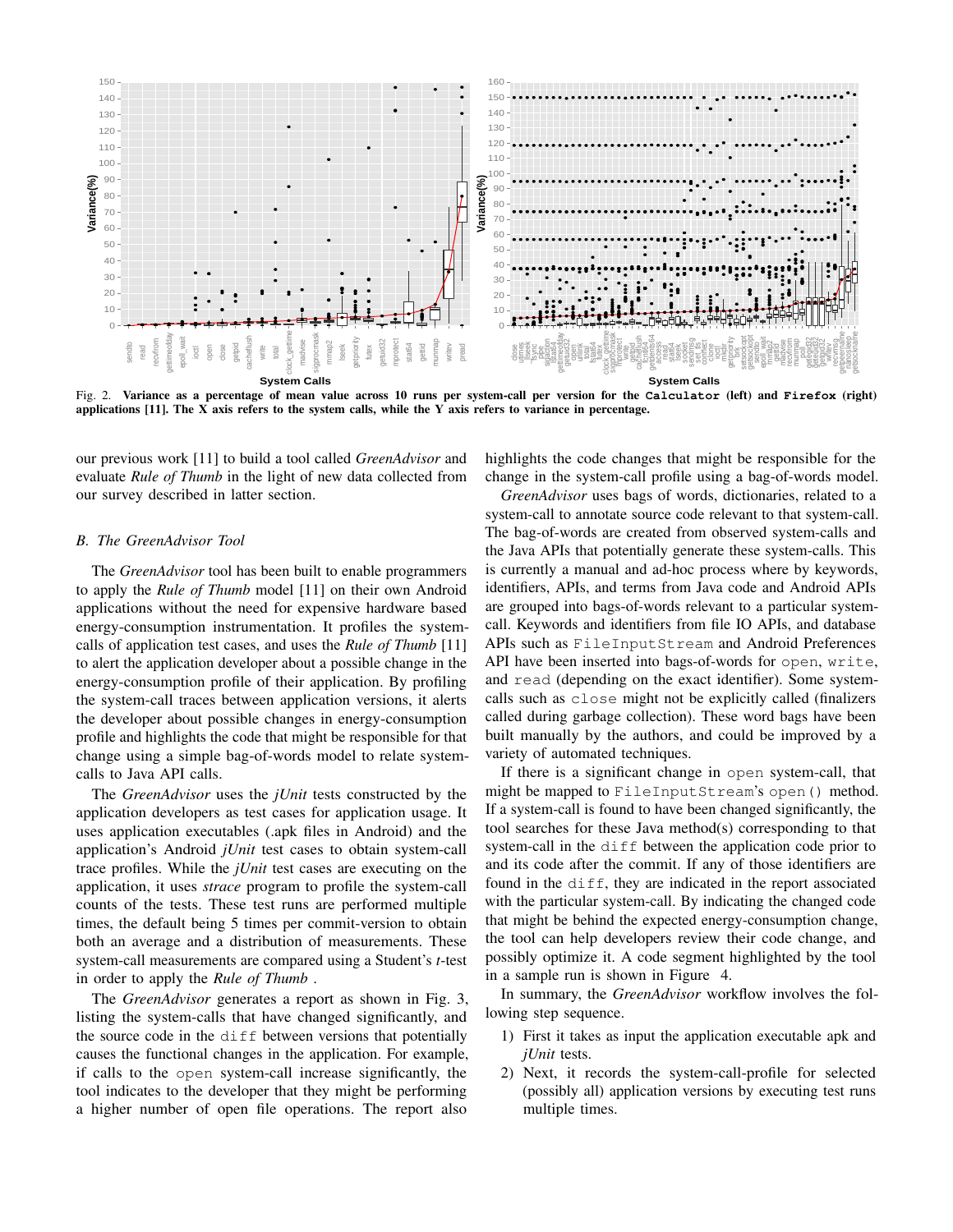Fig. 2. **Variance as a percentage of mean value across 10 runs per system-call per version for the Calculator (left) and Firefox (right) applications [11]. The X axis refers to the system calls, while the Y axis refers to variance in percentage.**

our previous work [11] to build a tool called *GreenAdvisor* and evaluate *Rule of Thumb* in the light of new data collected from our survey described in latter section.

### *B. The GreenAdvisor Tool*

The *GreenAdvisor* tool has been built to enable programmers to apply the *Rule of Thumb* model [11] on their own Android applications without the need for expensive hardware based energy-consumption instrumentation. It profiles the system-calls of application test cases, and uses the *Rule of Thumb* [11] to alert the application developer about a possible change in the energy-consumption profile of their application. By profiling the system-call traces between application versions, it alerts the developer about possible changes in energy-consumption profile and highlights the code that might be responsible for that change using a simple bag-of-words model to relate system-calls to Java API calls.

The *GreenAdvisor* uses the *jUnit* tests constructed by the application developers as test cases for application usage. It uses application executables (.apk files in Android) and the application's Android *jUnit* test cases to obtain system-call trace profiles. While the *jUnit* test cases are executing on the application, it uses *strace* program to profile the system-call counts of the tests. These test runs are performed multiple times, the default being 5 times per commit-version to obtain both an average and a distribution of measurements. These system-call measurements are compared using a Student's *t*-test in order to apply the *Rule of Thumb* .

The *GreenAdvisor* generates a report as shown in Fig. 3, listing the system-calls that have changed significantly, and the source code in the diff between versions that potentially causes the functional changes in the application. For example, if calls to the open system-call increase significantly, the tool indicates to the developer that they might be performing a higher number of open file operations. The report also highlights the code changes that might be responsible for the change in the system-call profile using a bag-of-words model.

*GreenAdvisor* uses bags of words, dictionaries, related to a system-call to annotate source code relevant to that system-call. The bag-of-words are created from observed system-calls and the Java APIs that potentially generate these system-calls. This is currently a manual and ad-hoc process where by keywords, identifiers, APIs, and terms from Java code and Android APIs are grouped into bags-of-words relevant to a particular system-call. Keywords and identifiers from file IO APIs, and database APIs such as FileInputStream and Android Preferences API have been inserted into bags-of-words for open, write, and read (depending on the exact identifier). Some system-calls such as close might not be explicitly called (finalizers called during garbage collection). These word bags have been built manually by the authors, and could be improved by a variety of automated techniques.

If there is a significant change in open system-call, that might be mapped to FileInputStream's open() method. If a system-call is found to have been changed significantly, the tool searches for these Java method(s) corresponding to that system-call in the diff between the application code prior to and its code after the commit. If any of those identifiers are found in the diff, they are indicated in the report associated with the particular system-call. By indicating the changed code that might be behind the expected energy-consumption change, the tool can help developers review their code change, and possibly optimize it. A code segment highlighted by the tool in a sample run is shown in Figure 4.

In summary, the *GreenAdvisor* workflow involves the following step sequence.

1) First it takes as input the application executable apk and *jUnit* tests.
2) Next, it records the system-call-profile for selected (possibly all) application versions by executing test runs multiple times.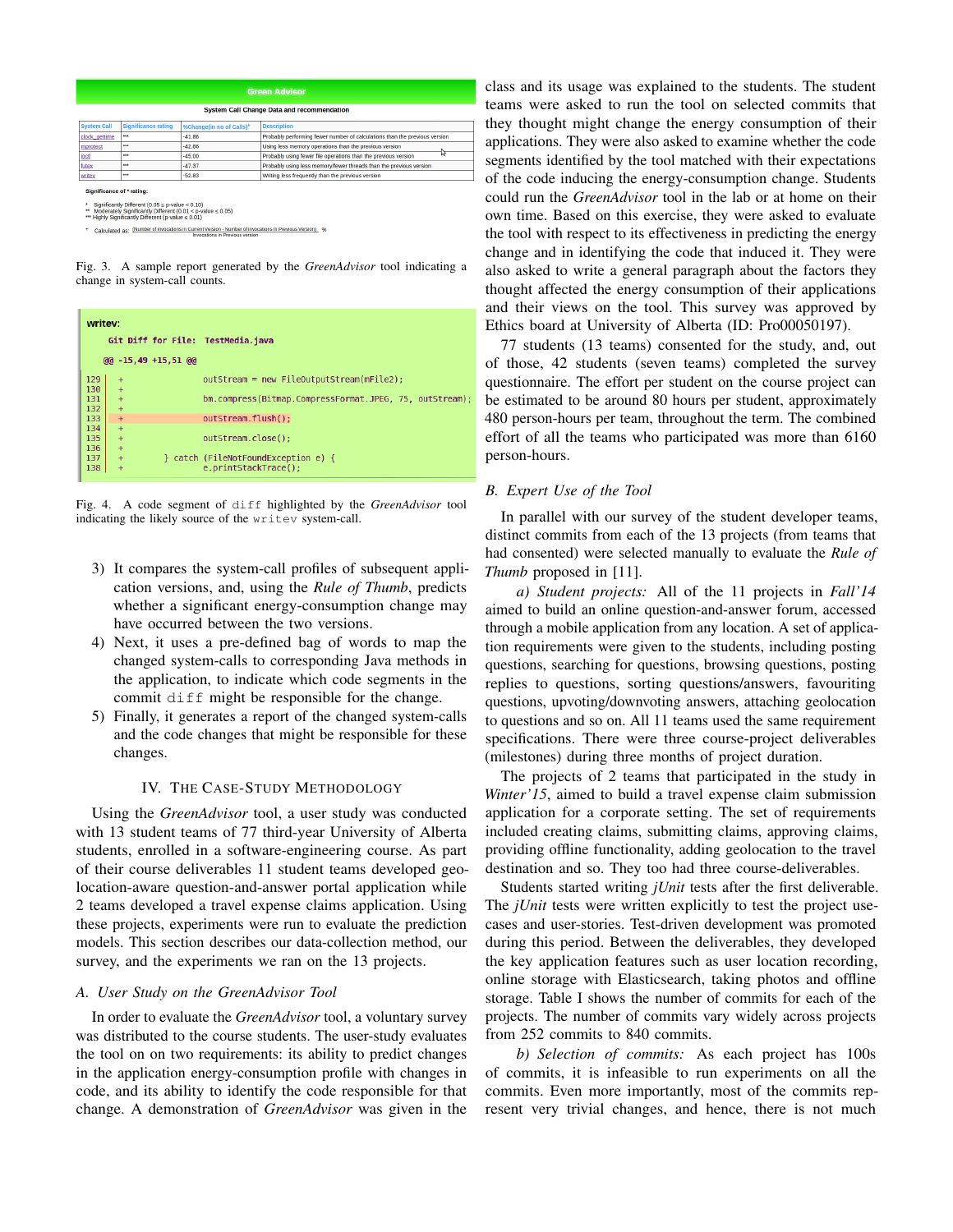**Green Advisor**

**System Call Change Data and recommendation**

| System Call | Significance rating | %Change(in no of Calls)+ | Description |
|---|---|---|---|
| clock_gettime | *** | -41.86 | Probably performing fewer number of calculations than the previous version |
| mprotect | *** | -42.86 | Using less memory operations than the previous version |
| ioctl | *** | -45.00 | Probably using fewer file operations than the previous version |
| futex | *** | -47.37 | Probably using less memory/fewer threads than the previous version |
| writev | *** | -52.83 | Writing less frequently than the previous version |

**Significance of * rating:**

- \* Significantly Different (0.05 ≤ p-value < 0.10)
- \*\* Moderately Significantly Different (0.01 < p-value ≤ 0.05)
- \*\*\* Highly Significantly Different (p-value ≤ 0.01)

\+ Calculated as: (Number of Invocations in Current Version - Number of Invocations in Previous Version) / Invocations in Previous version %

Fig. 3. A sample report generated by the *GreenAdvisor* tool indicating a change in system-call counts.

**writev:**

```
Git Diff for File: TestMedia.java

@@ -15,49 +15,51 @@

129  +             outStream = new FileOutputStream(mFile2);
130  +
131  +             bm.compress(Bitmap.CompressFormat.JPEG, 75, outStream);
132  +
133  +             outStream.flush();
134  +
135  +             outStream.close();
136  +
137  +         } catch (FileNotFoundException e) {
138  +             e.printStackTrace();
```

Fig. 4. A code segment of `diff` highlighted by the *GreenAdvisor* tool indicating the likely source of the `writev` system-call.

3) It compares the system-call profiles of subsequent application versions, and, using the *Rule of Thumb*, predicts whether a significant energy-consumption change may have occurred between the two versions.
4) Next, it uses a pre-defined bag of words to map the changed system-calls to corresponding Java methods in the application, to indicate which code segments in the commit `diff` might be responsible for the change.
5) Finally, it generates a report of the changed system-calls and the code changes that might be responsible for these changes.

## IV. The Case-Study Methodology

Using the *GreenAdvisor* tool, a user study was conducted with 13 student teams of 77 third-year University of Alberta students, enrolled in a software-engineering course. As part of their course deliverables 11 student teams developed geo-location-aware question-and-answer portal application while 2 teams developed a travel expense claims application. Using these projects, experiments were run to evaluate the prediction models. This section describes our data-collection method, our survey, and the experiments we ran on the 13 projects.

### A. User Study on the GreenAdvisor Tool

In order to evaluate the *GreenAdvisor* tool, a voluntary survey was distributed to the course students. The user-study evaluates the tool on on two requirements: its ability to predict changes in the application energy-consumption profile with changes in code, and its ability to identify the code responsible for that change. A demonstration of *GreenAdvisor* was given in the class and its usage was explained to the students. The student teams were asked to run the tool on selected commits that they thought might change the energy consumption of their applications. They were also asked to examine whether the code segments identified by the tool matched with their expectations of the code inducing the energy-consumption change. Students could run the *GreenAdvisor* tool in the lab or at home on their own time. Based on this exercise, they were asked to evaluate the tool with respect to its effectiveness in predicting the energy change and in identifying the code that induced it. They were also asked to write a general paragraph about the factors they thought affected the energy consumption of their applications and their views on the tool. This survey was approved by Ethics board at University of Alberta (ID: Pro00050197).

77 students (13 teams) consented for the study, and, out of those, 42 students (seven teams) completed the survey questionnaire. The effort per student on the course project can be estimated to be around 80 hours per student, approximately 480 person-hours per team, throughout the term. The combined effort of all the teams who participated was more than 6160 person-hours.

### B. Expert Use of the Tool

In parallel with our survey of the student developer teams, distinct commits from each of the 13 projects (from teams that had consented) were selected manually to evaluate the *Rule of Thumb* proposed in [11].

*a) Student projects:* All of the 11 projects in *Fall'14* aimed to build an online question-and-answer forum, accessed through a mobile application from any location. A set of application requirements were given to the students, including posting questions, searching for questions, browsing questions, posting replies to questions, sorting questions/answers, favouriting questions, upvoting/downvoting answers, attaching geolocation to questions and so on. All 11 teams used the same requirement specifications. There were three course-project deliverables (milestones) during three months of project duration.

The projects of 2 teams that participated in the study in *Winter'15*, aimed to build a travel expense claim submission application for a corporate setting. The set of requirements included creating claims, submitting claims, approving claims, providing offline functionality, adding geolocation to the travel destination and so. They too had three course-deliverables.

Students started writing *jUnit* tests after the first deliverable. The *jUnit* tests were written explicitly to test the project use-cases and user-stories. Test-driven development was promoted during this period. Between the deliverables, they developed the key application features such as user location recording, online storage with Elasticsearch, taking photos and offline storage. Table I shows the number of commits for each of the projects. The number of commits vary widely across projects from 252 commits to 840 commits.

*b) Selection of commits:* As each project has 100s of commits, it is infeasible to run experiments on all the commits. Even more importantly, most of the commits represent very trivial changes, and hence, there is not much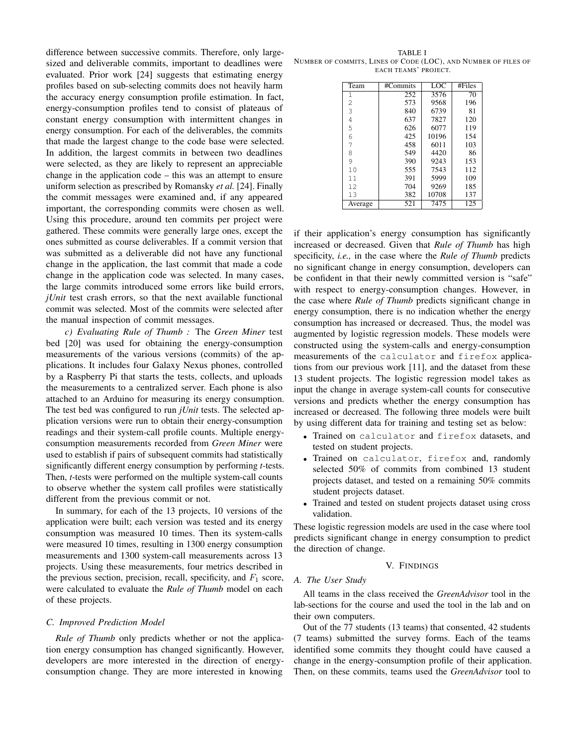difference between successive commits. Therefore, only large-sized and deliverable commits, important to deadlines were evaluated. Prior work [24] suggests that estimating energy profiles based on sub-selecting commits does not heavily harm the accuracy energy consumption profile estimation. In fact, energy-consumption profiles tend to consist of plateaus of constant energy consumption with intermittent changes in energy consumption. For each of the deliverables, the commits that made the largest change to the code base were selected. In addition, the largest commits in between two deadlines were selected, as they are likely to represent an appreciable change in the application code – this was an attempt to ensure uniform selection as prescribed by Romansky *et al.* [24]. Finally the commit messages were examined and, if any appeared important, the corresponding commits were chosen as well. Using this procedure, around ten commits per project were gathered. These commits were generally large ones, except the ones submitted as course deliverables. If a commit version that was submitted as a deliverable did not have any functional change in the application, the last commit that made a code change in the application code was selected. In many cases, the large commits introduced some errors like build errors, *jUnit* test crash errors, so that the next available functional commit was selected. Most of the commits were selected after the manual inspection of commit messages.

*c) Evaluating Rule of Thumb :* The *Green Miner* test bed [20] was used for obtaining the energy-consumption measurements of the various versions (commits) of the applications. It includes four Galaxy Nexus phones, controlled by a Raspberry Pi that starts the tests, collects, and uploads the measurements to a centralized server. Each phone is also attached to an Arduino for measuring its energy consumption. The test bed was configured to run *jUnit* tests. The selected application versions were run to obtain their energy-consumption readings and their system-call profile counts. Multiple energy-consumption measurements recorded from *Green Miner* were used to establish if pairs of subsequent commits had statistically significantly different energy consumption by performing *t*-tests. Then, *t*-tests were performed on the multiple system-call counts to observe whether the system call profiles were statistically different from the previous commit or not.

In summary, for each of the 13 projects, 10 versions of the application were built; each version was tested and its energy consumption was measured 10 times. Then its system-calls were measured 10 times, resulting in 1300 energy consumption measurements and 1300 system-call measurements across 13 projects. Using these measurements, four metrics described in the previous section, precision, recall, specificity, and $F_1$ score, were calculated to evaluate the *Rule of Thumb* model on each of these projects.

TABLE I
NUMBER OF COMMITS, LINES OF CODE (LOC), AND NUMBER OF FILES OF EACH TEAMS' PROJECT.

| Team | #Commits | LOC | #Files |
|---|---|---|---|
| 1 | 252 | 3576 | 70 |
| 2 | 573 | 9568 | 196 |
| 3 | 840 | 6739 | 81 |
| 4 | 637 | 7827 | 120 |
| 5 | 626 | 6077 | 119 |
| 6 | 425 | 10196 | 154 |
| 7 | 458 | 6011 | 103 |
| 8 | 549 | 4420 | 86 |
| 9 | 390 | 9243 | 153 |
| 10 | 555 | 7543 | 112 |
| 11 | 391 | 5999 | 109 |
| 12 | 704 | 9269 | 185 |
| 13 | 382 | 10708 | 137 |
| Average | 521 | 7475 | 125 |

### C. Improved Prediction Model

*Rule of Thumb* only predicts whether or not the application energy consumption has changed significantly. However, developers are more interested in the direction of energy-consumption change. They are more interested in knowing if their application's energy consumption has significantly increased or decreased. Given that *Rule of Thumb* has high specificity, *i.e.,* in the case where the *Rule of Thumb* predicts no significant change in energy consumption, developers can be confident in that their newly committed version is "safe" with respect to energy-consumption changes. However, in the case where *Rule of Thumb* predicts significant change in energy consumption, there is no indication whether the energy consumption has increased or decreased. Thus, the model was augmented by logistic regression models. These models were constructed using the system-calls and energy-consumption measurements of the `calculator` and `firefox` applications from our previous work [11], and the dataset from these 13 student projects. The logistic regression model takes as input the change in average system-call counts for consecutive versions and predicts whether the energy consumption has increased or decreased. The following three models were built by using different data for training and testing set as below:

- Trained on `calculator` and `firefox` datasets, and tested on student projects.
- Trained on `calculator`, `firefox` and, randomly selected 50% of commits from combined 13 student projects dataset, and tested on a remaining 50% commits student projects dataset.
- Trained and tested on student projects dataset using cross validation.

These logistic regression models are used in the case where tool predicts significant change in energy consumption to predict the direction of change.

## V. FINDINGS

### A. The User Study

All teams in the class received the *GreenAdvisor* tool in the lab-sections for the course and used the tool in the lab and on their own computers.

Out of the 77 students (13 teams) that consented, 42 students (7 teams) submitted the survey forms. Each of the teams identified some commits they thought could have caused a change in the energy-consumption profile of their application. Then, on these commits, teams used the *GreenAdvisor* tool to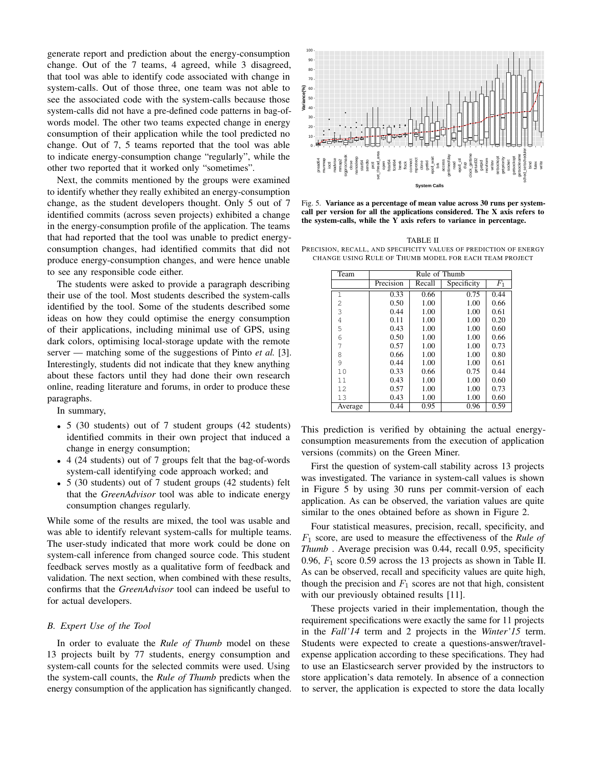generate report and prediction about the energy-consumption change. Out of the 7 teams, 4 agreed, while 3 disagreed, that tool was able to identify code associated with change in system-calls. Out of those three, one team was not able to see the associated code with the system-calls because those system-calls did not have a pre-defined code patterns in bag-of-words model. The other two teams expected change in energy consumption of their application while the tool predicted no change. Out of 7, 5 teams reported that the tool was able to indicate energy-consumption change "regularly", while the other two reported that it worked only "sometimes".

Next, the commits mentioned by the groups were examined to identify whether they really exhibited an energy-consumption change, as the student developers thought. Only 5 out of 7 identified commits (across seven projects) exhibited a change in the energy-consumption profile of the application. The teams that had reported that the tool was unable to predict energy-consumption changes, had identified commits that did not produce energy-consumption changes, and were hence unable to see any responsible code either.

The students were asked to provide a paragraph describing their use of the tool. Most students described the system-calls identified by the tool. Some of the students described some ideas on how they could optimise the energy consumption of their applications, including minimal use of GPS, using dark colors, optimising local-storage update with the remote server — matching some of the suggestions of Pinto *et al.* [3]. Interestingly, students did not indicate that they knew anything about these factors until they had done their own research online, reading literature and forums, in order to produce these paragraphs.

In summary,

- 5 (30 students) out of 7 student groups (42 students) identified commits in their own project that induced a change in energy consumption;
- 4 (24 students) out of 7 groups felt that the bag-of-words system-call identifying code approach worked; and
- 5 (30 students) out of 7 student groups (42 students) felt that the *GreenAdvisor* tool was able to indicate energy consumption changes regularly.

While some of the results are mixed, the tool was usable and was able to identify relevant system-calls for multiple teams. The user-study indicated that more work could be done on system-call inference from changed source code. This student feedback serves mostly as a qualitative form of feedback and validation. The next section, when combined with these results, confirms that the *GreenAdvisor* tool can indeed be useful to for actual developers.

### B. Expert Use of the Tool

In order to evaluate the *Rule of Thumb* model on these 13 projects built by 77 students, energy consumption and system-call counts for the selected commits were used. Using the system-call counts, the *Rule of Thumb* predicts when the energy consumption of the application has significantly changed. This prediction is verified by obtaining the actual energy-consumption measurements from the execution of application versions (commits) on the Green Miner.

Fig. 5. **Variance as a percentage of mean value across 30 runs per system-call per version for all the applications considered. The X axis refers to the system-calls, while the Y axis refers to variance in percentage.**

TABLE II
PRECISION, RECALL, AND SPECIFICITY VALUES OF PREDICTION OF ENERGY CHANGE USING RULE OF THUMB MODEL FOR EACH TEAM PROJECT

| Team | Rule of Thumb | | | |
|---|---|---|---|---|
| | Precision | Recall | Specificity | $F_1$ |
| 1 | 0.33 | 0.66 | 0.75 | 0.44 |
| 2 | 0.50 | 1.00 | 1.00 | 0.66 |
| 3 | 0.44 | 1.00 | 1.00 | 0.61 |
| 4 | 0.11 | 1.00 | 1.00 | 0.20 |
| 5 | 0.43 | 1.00 | 1.00 | 0.60 |
| 6 | 0.50 | 1.00 | 1.00 | 0.66 |
| 7 | 0.57 | 1.00 | 1.00 | 0.73 |
| 8 | 0.66 | 1.00 | 1.00 | 0.80 |
| 9 | 0.44 | 1.00 | 1.00 | 0.61 |
| 10 | 0.33 | 0.66 | 0.75 | 0.44 |
| 11 | 0.43 | 1.00 | 1.00 | 0.60 |
| 12 | 0.57 | 1.00 | 1.00 | 0.73 |
| 13 | 0.43 | 1.00 | 1.00 | 0.60 |
| Average | 0.44 | 0.95 | 0.96 | 0.59 |

First the question of system-call stability across 13 projects was investigated. The variance in system-call values is shown in Figure 5 by using 30 runs per commit-version of each application. As can be observed, the variation values are quite similar to the ones obtained before as shown in Figure 2.

Four statistical measures, precision, recall, specificity, and $F_1$ score, are used to measure the effectiveness of the *Rule of Thumb* . Average precision was 0.44, recall 0.95, specificity 0.96, $F_1$ score 0.59 across the 13 projects as shown in Table II. As can be observed, recall and specificity values are quite high, though the precision and $F_1$ scores are not that high, consistent with our previously obtained results [11].

These projects varied in their implementation, though the requirement specifications were exactly the same for 11 projects in the *Fall'14* term and 2 projects in the *Winter'15* term. Students were expected to create a questions-answer/travel-expense application according to these specifications. They had to use an Elasticsearch server provided by the instructors to store application's data remotely. In absence of a connection to server, the application is expected to store the data locally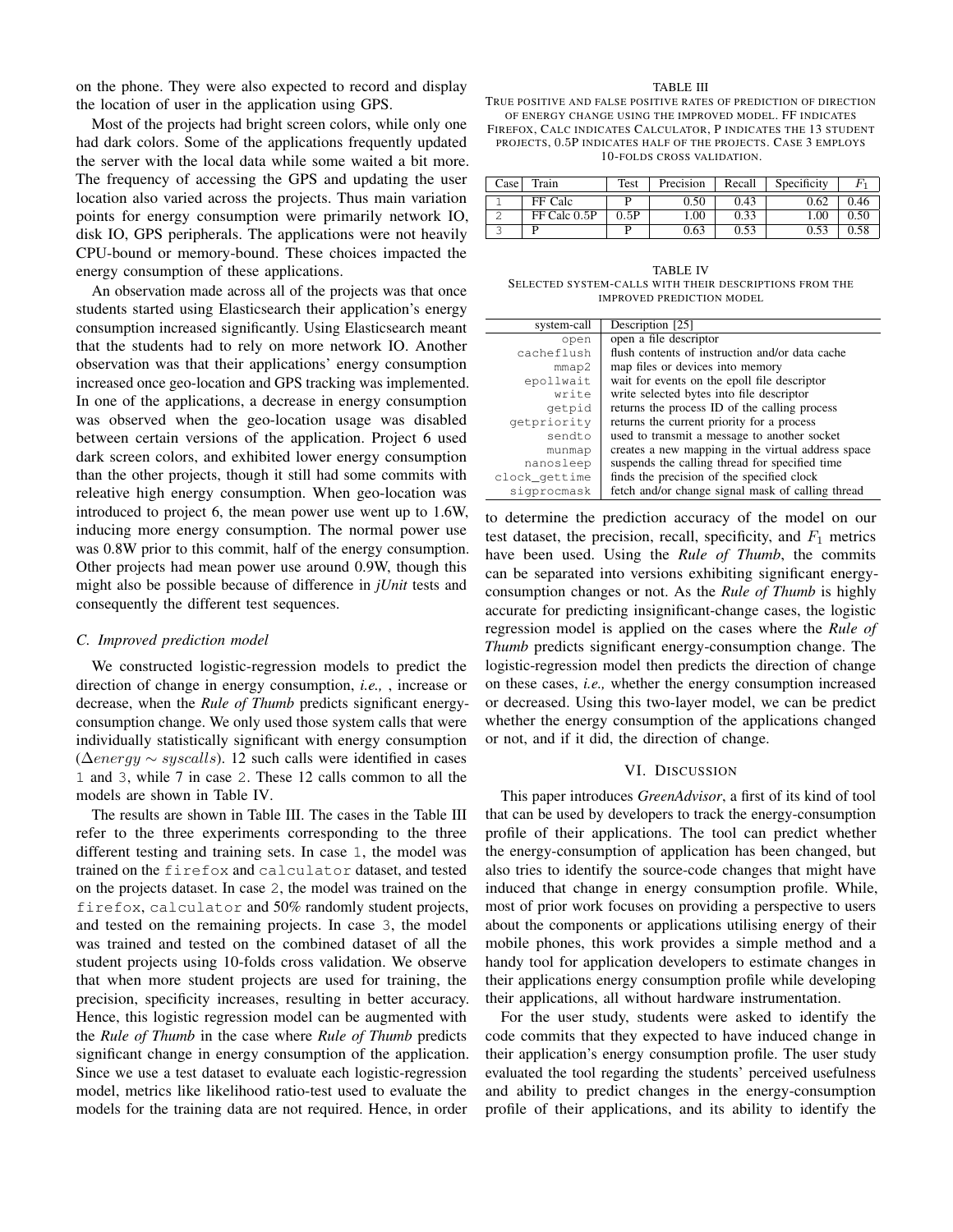on the phone. They were also expected to record and display the location of user in the application using GPS.

Most of the projects had bright screen colors, while only one had dark colors. Some of the applications frequently updated the server with the local data while some waited a bit more. The frequency of accessing the GPS and updating the user location also varied across the projects. Thus main variation points for energy consumption were primarily network IO, disk IO, GPS peripherals. The applications were not heavily CPU-bound or memory-bound. These choices impacted the energy consumption of these applications.

An observation made across all of the projects was that once students started using Elasticsearch their application's energy consumption increased significantly. Using Elasticsearch meant that the students had to rely on more network IO. Another observation was that their applications' energy consumption increased once geo-location and GPS tracking was implemented. In one of the applications, a decrease in energy consumption was observed when the geo-location usage was disabled between certain versions of the application. Project 6 used dark screen colors, and exhibited lower energy consumption than the other projects, though it still had some commits with releative high energy consumption. When geo-location was introduced to project 6, the mean power use went up to 1.6W, inducing more energy consumption. The normal power use was 0.8W prior to this commit, half of the energy consumption. Other projects had mean power use around 0.9W, though this might also be possible because of difference in *jUnit* tests and consequently the different test sequences.

### C. Improved prediction model

We constructed logistic-regression models to predict the direction of change in energy consumption, *i.e.,* , increase or decrease, when the *Rule of Thumb* predicts significant energy-consumption change. We only used those system calls that were individually statistically significant with energy consumption ($\Delta energy \sim syscalls$). 12 such calls were identified in cases 1 and 3, while 7 in case 2. These 12 calls common to all the models are shown in Table IV.

The results are shown in Table III. The cases in the Table III refer to the three experiments corresponding to the three different testing and training sets. In case 1, the model was trained on the firefox and calculator dataset, and tested on the projects dataset. In case 2, the model was trained on the firefox, calculator and 50% randomly student projects, and tested on the remaining projects. In case 3, the model was trained and tested on the combined dataset of all the student projects using 10-folds cross validation. We observe that when more student projects are used for training, the precision, specificity increases, resulting in better accuracy. Hence, this logistic regression model can be augmented with the *Rule of Thumb* in the case where *Rule of Thumb* predicts significant change in energy consumption of the application. Since we use a test dataset to evaluate each logistic-regression model, metrics like likelihood ratio-test used to evaluate the models for the training data are not required. Hence, in order to determine the prediction accuracy of the model on our test dataset, the precision, recall, specificity, and $F_1$ metrics have been used. Using the *Rule of Thumb*, the commits can be separated into versions exhibiting significant energy-consumption changes or not. As the *Rule of Thumb* is highly accurate for predicting insignificant-change cases, the logistic regression model is applied on the cases where the *Rule of Thumb* predicts significant energy-consumption change. The logistic-regression model then predicts the direction of change on these cases, *i.e.,* whether the energy consumption increased or decreased. Using this two-layer model, we can be predict whether the energy consumption of the applications changed or not, and if it did, the direction of change.

TABLE III
TRUE POSITIVE AND FALSE POSITIVE RATES OF PREDICTION OF DIRECTION OF ENERGY CHANGE USING THE IMPROVED MODEL. FF INDICATES FIREFOX, CALC INDICATES CALCULATOR, P INDICATES THE 13 STUDENT PROJECTS, 0.5P INDICATES HALF OF THE PROJECTS. CASE 3 EMPLOYS 10-FOLDS CROSS VALIDATION.

| Case | Train | Test | Precision | Recall | Specificity | $F_1$ |
|---|---|---|---|---|---|---|
| 1 | FF Calc | P | 0.50 | 0.43 | 0.62 | 0.46 |
| 2 | FF Calc 0.5P | 0.5P | 1.00 | 0.33 | 1.00 | 0.50 |
| 3 | P | P | 0.63 | 0.53 | 0.53 | 0.58 |

TABLE IV
SELECTED SYSTEM-CALLS WITH THEIR DESCRIPTIONS FROM THE IMPROVED PREDICTION MODEL

| system-call | Description [25] |
|---|---|
| open | open a file descriptor |
| cacheflush | flush contents of instruction and/or data cache |
| mmap2 | map files or devices into memory |
| epollwait | wait for events on the epoll file descriptor |
| write | write selected bytes into file descriptor |
| getpid | returns the process ID of the calling process |
| getpriority | returns the current priority for a process |
| sendto | used to transmit a message to another socket |
| munmap | creates a new mapping in the virtual address space |
| nanosleep | suspends the calling thread for specified time |
| clock_gettime | finds the precision of the specified clock |
| sigprocmask | fetch and/or change signal mask of calling thread |

## VI. DISCUSSION

This paper introduces *GreenAdvisor*, a first of its kind of tool that can be used by developers to track the energy-consumption profile of their applications. The tool can predict whether the energy-consumption of application has been changed, but also tries to identify the source-code changes that might have induced that change in energy consumption profile. While, most of prior work focuses on providing a perspective to users about the components or applications utilising energy of their mobile phones, this work provides a simple method and a handy tool for application developers to estimate changes in their applications energy consumption profile while developing their applications, all without hardware instrumentation.

For the user study, students were asked to identify the code commits that they expected to have induced change in their application's energy consumption profile. The user study evaluated the tool regarding the students' perceived usefulness and ability to predict changes in the energy-consumption profile of their applications, and its ability to identify the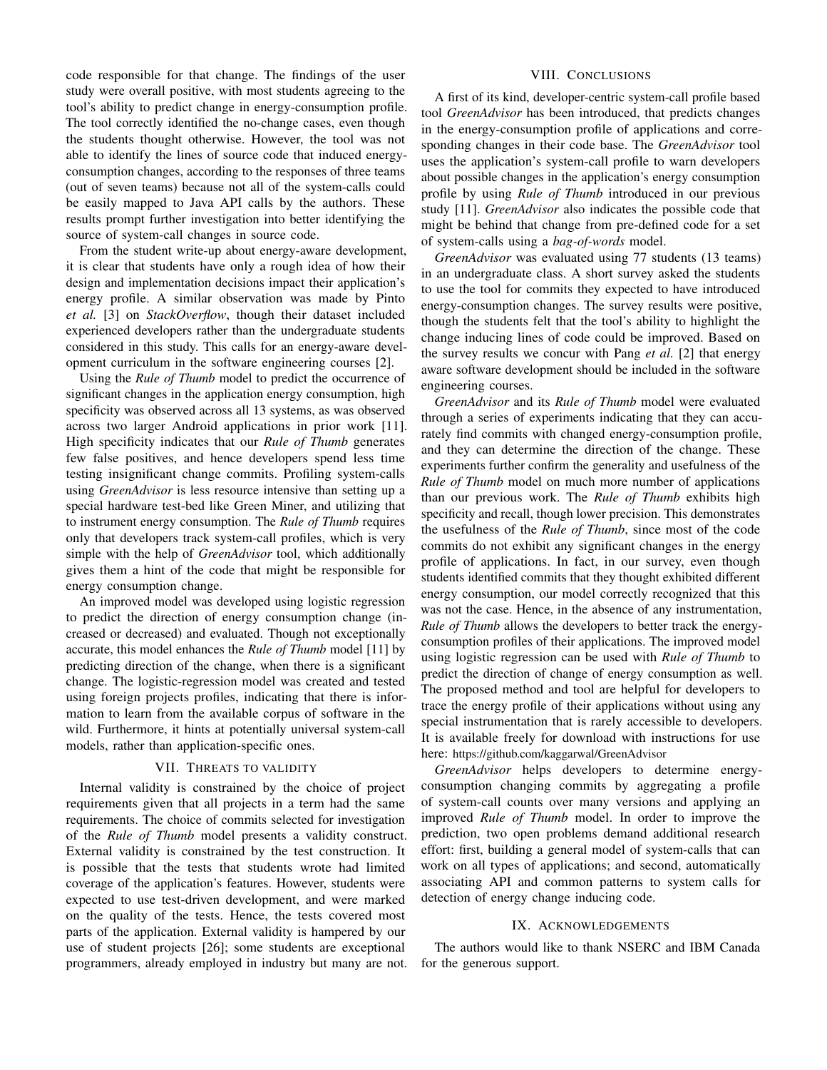code responsible for that change. The findings of the user study were overall positive, with most students agreeing to the tool's ability to predict change in energy-consumption profile. The tool correctly identified the no-change cases, even though the students thought otherwise. However, the tool was not able to identify the lines of source code that induced energy-consumption changes, according to the responses of three teams (out of seven teams) because not all of the system-calls could be easily mapped to Java API calls by the authors. These results prompt further investigation into better identifying the source of system-call changes in source code.

From the student write-up about energy-aware development, it is clear that students have only a rough idea of how their design and implementation decisions impact their application's energy profile. A similar observation was made by Pinto *et al.* [3] on *StackOverflow*, though their dataset included experienced developers rather than the undergraduate students considered in this study. This calls for an energy-aware development curriculum in the software engineering courses [2].

Using the *Rule of Thumb* model to predict the occurrence of significant changes in the application energy consumption, high specificity was observed across all 13 systems, as was observed across two larger Android applications in prior work [11]. High specificity indicates that our *Rule of Thumb* generates few false positives, and hence developers spend less time testing insignificant change commits. Profiling system-calls using *GreenAdvisor* is less resource intensive than setting up a special hardware test-bed like Green Miner, and utilizing that to instrument energy consumption. The *Rule of Thumb* requires only that developers track system-call profiles, which is very simple with the help of *GreenAdvisor* tool, which additionally gives them a hint of the code that might be responsible for energy consumption change.

An improved model was developed using logistic regression to predict the direction of energy consumption change (increased or decreased) and evaluated. Though not exceptionally accurate, this model enhances the *Rule of Thumb* model [11] by predicting direction of the change, when there is a significant change. The logistic-regression model was created and tested using foreign projects profiles, indicating that there is information to learn from the available corpus of software in the wild. Furthermore, it hints at potentially universal system-call models, rather than application-specific ones.

## VII. Threats to validity

Internal validity is constrained by the choice of project requirements given that all projects in a term had the same requirements. The choice of commits selected for investigation of the *Rule of Thumb* model presents a validity construct. External validity is constrained by the test construction. It is possible that the tests that students wrote had limited coverage of the application's features. However, students were expected to use test-driven development, and were marked on the quality of the tests. Hence, the tests covered most parts of the application. External validity is hampered by our use of student projects [26]; some students are exceptional programmers, already employed in industry but many are not.

## VIII. Conclusions

A first of its kind, developer-centric system-call profile based tool *GreenAdvisor* has been introduced, that predicts changes in the energy-consumption profile of applications and corresponding changes in their code base. The *GreenAdvisor* tool uses the application's system-call profile to warn developers about possible changes in the application's energy consumption profile by using *Rule of Thumb* introduced in our previous study [11]. *GreenAdvisor* also indicates the possible code that might be behind that change from pre-defined code for a set of system-calls using a *bag-of-words* model.

*GreenAdvisor* was evaluated using 77 students (13 teams) in an undergraduate class. A short survey asked the students to use the tool for commits they expected to have introduced energy-consumption changes. The survey results were positive, though the students felt that the tool's ability to highlight the change inducing lines of code could be improved. Based on the survey results we concur with Pang *et al.* [2] that energy aware software development should be included in the software engineering courses.

*GreenAdvisor* and its *Rule of Thumb* model were evaluated through a series of experiments indicating that they can accurately find commits with changed energy-consumption profile, and they can determine the direction of the change. These experiments further confirm the generality and usefulness of the *Rule of Thumb* model on much more number of applications than our previous work. The *Rule of Thumb* exhibits high specificity and recall, though lower precision. This demonstrates the usefulness of the *Rule of Thumb*, since most of the code commits do not exhibit any significant changes in the energy profile of applications. In fact, in our survey, even though students identified commits that they thought exhibited different energy consumption, our model correctly recognized that this was not the case. Hence, in the absence of any instrumentation, *Rule of Thumb* allows the developers to better track the energy-consumption profiles of their applications. The improved model using logistic regression can be used with *Rule of Thumb* to predict the direction of change of energy consumption as well. The proposed method and tool are helpful for developers to trace the energy profile of their applications without using any special instrumentation that is rarely accessible to developers. It is available freely for download with instructions for use here: https://github.com/kaggarwal/GreenAdvisor

*GreenAdvisor* helps developers to determine energy-consumption changing commits by aggregating a profile of system-call counts over many versions and applying an improved *Rule of Thumb* model. In order to improve the prediction, two open problems demand additional research effort: first, building a general model of system-calls that can work on all types of applications; and second, automatically associating API and common patterns to system calls for detection of energy change inducing code.

## IX. Acknowledgements

The authors would like to thank NSERC and IBM Canada for the generous support.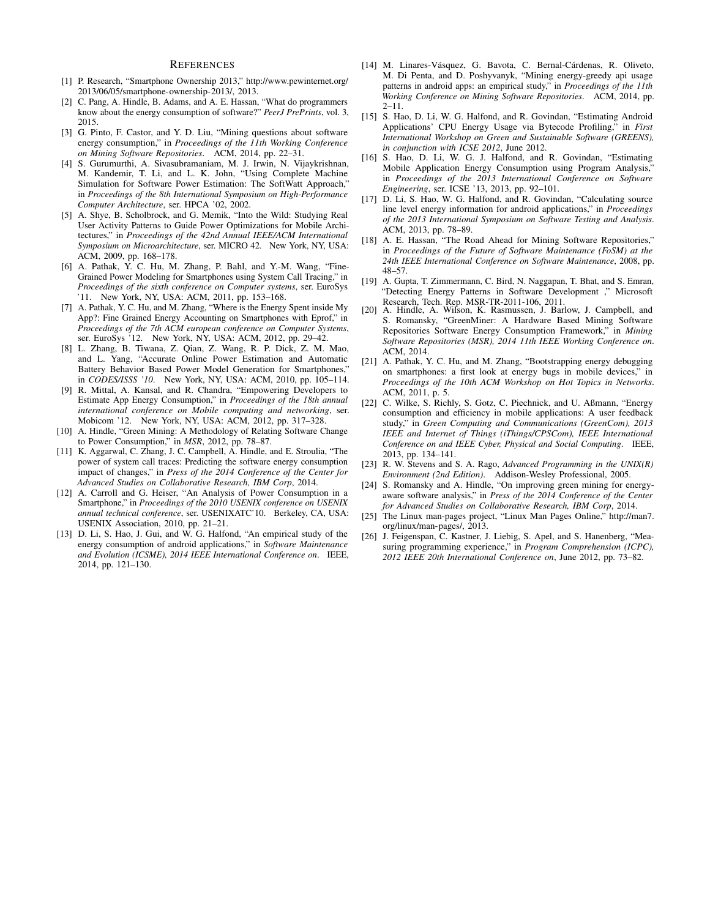## References

[1] P. Research, "Smartphone Ownership 2013," http://www.pewinternet.org/2013/06/05/smartphone-ownership-2013/, 2013.

[2] C. Pang, A. Hindle, B. Adams, and A. E. Hassan, "What do programmers know about the energy consumption of software?" *PeerJ PrePrints*, vol. 3, 2015.

[3] G. Pinto, F. Castor, and Y. D. Liu, "Mining questions about software energy consumption," in *Proceedings of the 11th Working Conference on Mining Software Repositories*. ACM, 2014, pp. 22–31.

[4] S. Gurumurthi, A. Sivasubramaniam, M. J. Irwin, N. Vijaykrishnan, M. Kandemir, T. Li, and L. K. John, "Using Complete Machine Simulation for Software Power Estimation: The SoftWatt Approach," in *Proceedings of the 8th International Symposium on High-Performance Computer Architecture*, ser. HPCA '02, 2002.

[5] A. Shye, B. Scholbrock, and G. Memik, "Into the Wild: Studying Real User Activity Patterns to Guide Power Optimizations for Mobile Architectures," in *Proceedings of the 42nd Annual IEEE/ACM International Symposium on Microarchitecture*, ser. MICRO 42. New York, NY, USA: ACM, 2009, pp. 168–178.

[6] A. Pathak, Y. C. Hu, M. Zhang, P. Bahl, and Y.-M. Wang, "Fine-Grained Power Modeling for Smartphones using System Call Tracing," in *Proceedings of the sixth conference on Computer systems*, ser. EuroSys '11. New York, NY, USA: ACM, 2011, pp. 153–168.

[7] A. Pathak, Y. C. Hu, and M. Zhang, "Where is the Energy Spent inside My App?: Fine Grained Energy Accounting on Smartphones with Eprof," in *Proceedings of the 7th ACM european conference on Computer Systems*, ser. EuroSys '12. New York, NY, USA: ACM, 2012, pp. 29–42.

[8] L. Zhang, B. Tiwana, Z. Qian, Z. Wang, R. P. Dick, Z. M. Mao, and L. Yang, "Accurate Online Power Estimation and Automatic Battery Behavior Based Power Model Generation for Smartphones," in *CODES/ISSS '10*. New York, NY, USA: ACM, 2010, pp. 105–114.

[9] R. Mittal, A. Kansal, and R. Chandra, "Empowering Developers to Estimate App Energy Consumption," in *Proceedings of the 18th annual international conference on Mobile computing and networking*, ser. Mobicom '12. New York, NY, USA: ACM, 2012, pp. 317–328.

[10] A. Hindle, "Green Mining: A Methodology of Relating Software Change to Power Consumption," in *MSR*, 2012, pp. 78–87.

[11] K. Aggarwal, C. Zhang, J. C. Campbell, A. Hindle, and E. Stroulia, "The power of system call traces: Predicting the software energy consumption impact of changes," in *Press of the 2014 Conference of the Center for Advanced Studies on Collaborative Research, IBM Corp*, 2014.

[12] A. Carroll and G. Heiser, "An Analysis of Power Consumption in a Smartphone," in *Proceedings of the 2010 USENIX conference on USENIX annual technical conference*, ser. USENIXATC'10. Berkeley, CA, USA: USENIX Association, 2010, pp. 21–21.

[13] D. Li, S. Hao, J. Gui, and W. G. Halfond, "An empirical study of the energy consumption of android applications," in *Software Maintenance and Evolution (ICSME), 2014 IEEE International Conference on*. IEEE, 2014, pp. 121–130.

[14] M. Linares-Vásquez, G. Bavota, C. Bernal-Cárdenas, R. Oliveto, M. Di Penta, and D. Poshyvanyk, "Mining energy-greedy api usage patterns in android apps: an empirical study," in *Proceedings of the 11th Working Conference on Mining Software Repositories*. ACM, 2014, pp. 2–11.

[15] S. Hao, D. Li, W. G. Halfond, and R. Govindan, "Estimating Android Applications' CPU Energy Usage via Bytecode Profiling," in *First International Workshop on Green and Sustainable Software (GREENS), in conjunction with ICSE 2012*, June 2012.

[16] S. Hao, D. Li, W. G. J. Halfond, and R. Govindan, "Estimating Mobile Application Energy Consumption using Program Analysis," in *Proceedings of the 2013 International Conference on Software Engineering*, ser. ICSE '13, 2013, pp. 92–101.

[17] D. Li, S. Hao, W. G. Halfond, and R. Govindan, "Calculating source line level energy information for android applications," in *Proceedings of the 2013 International Symposium on Software Testing and Analysis*. ACM, 2013, pp. 78–89.

[18] A. E. Hassan, "The Road Ahead for Mining Software Repositories," in *Proceedings of the Future of Software Maintenance (FoSM) at the 24th IEEE International Conference on Software Maintenance*, 2008, pp. 48–57.

[19] A. Gupta, T. Zimmermann, C. Bird, N. Naggapan, T. Bhat, and S. Emran, "Detecting Energy Patterns in Software Development ," Microsoft Research, Tech. Rep. MSR-TR-2011-106, 2011.

[20] A. Hindle, A. Wilson, K. Rasmussen, J. Barlow, J. Campbell, and S. Romansky, "GreenMiner: A Hardware Based Mining Software Repositories Software Energy Consumption Framework," in *Mining Software Repositories (MSR), 2014 11th IEEE Working Conference on*. ACM, 2014.

[21] A. Pathak, Y. C. Hu, and M. Zhang, "Bootstrapping energy debugging on smartphones: a first look at energy bugs in mobile devices," in *Proceedings of the 10th ACM Workshop on Hot Topics in Networks*. ACM, 2011, p. 5.

[22] C. Wilke, S. Richly, S. Gotz, C. Piechnick, and U. Aßmann, "Energy consumption and efficiency in mobile applications: A user feedback study," in *Green Computing and Communications (GreenCom), 2013 IEEE and Internet of Things (iThings/CPSCom), IEEE International Conference on and IEEE Cyber, Physical and Social Computing*. IEEE, 2013, pp. 134–141.

[23] R. W. Stevens and S. A. Rago, *Advanced Programming in the UNIX(R) Environment (2nd Edition)*. Addison-Wesley Professional, 2005.

[24] S. Romansky and A. Hindle, "On improving green mining for energy-aware software analysis," in *Press of the 2014 Conference of the Center for Advanced Studies on Collaborative Research, IBM Corp*, 2014.

[25] The Linux man-pages project, "Linux Man Pages Online," http://man7.org/linux/man-pages/, 2013.

[26] J. Feigenspan, C. Kastner, J. Liebig, S. Apel, and S. Hanenberg, "Measuring programming experience," in *Program Comprehension (ICPC), 2012 IEEE 20th International Conference on*, June 2012, pp. 73–82.